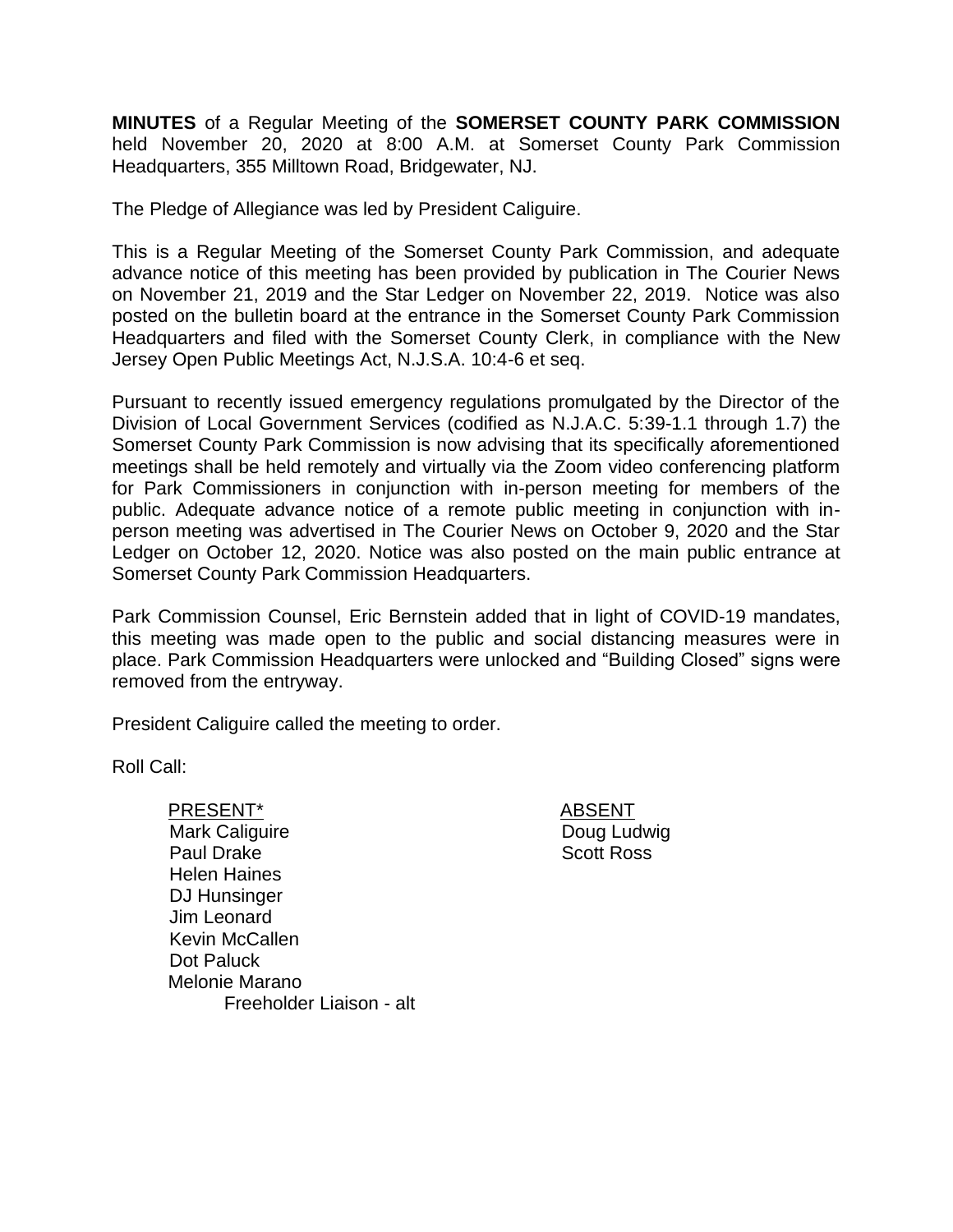**MINUTES** of a Regular Meeting of the **SOMERSET COUNTY PARK COMMISSION** held November 20, 2020 at 8:00 A.M. at Somerset County Park Commission Headquarters, 355 Milltown Road, Bridgewater, NJ.

The Pledge of Allegiance was led by President Caliguire.

This is a Regular Meeting of the Somerset County Park Commission, and adequate advance notice of this meeting has been provided by publication in The Courier News on November 21, 2019 and the Star Ledger on November 22, 2019. Notice was also posted on the bulletin board at the entrance in the Somerset County Park Commission Headquarters and filed with the Somerset County Clerk, in compliance with the New Jersey Open Public Meetings Act, N.J.S.A. 10:4-6 et seq.

Pursuant to recently issued emergency regulations promulgated by the Director of the Division of Local Government Services (codified as N.J.A.C. 5:39-1.1 through 1.7) the Somerset County Park Commission is now advising that its specifically aforementioned meetings shall be held remotely and virtually via the Zoom video conferencing platform for Park Commissioners in conjunction with in-person meeting for members of the public. Adequate advance notice of a remote public meeting in conjunction with in-person meeting was advertised in The Courier News on October 9, 2020 and the Star Ledger on October 12, 2020. Notice was also posted on the main public entrance at Somerset County Park Commission Headquarters.

Park Commission Counsel, Eric Bernstein added that in light of COVID-19 mandates, this meeting was made open to the public and social distancing measures were in place. Park Commission Headquarters were unlocked and "Building Closed" signs were removed from the entryway.

President Caliguire called the meeting to order.

Roll Call:

| PRESENT* | ABSENT |
|---|---|
| Mark Caliguire | Doug Ludwig |
| Paul Drake | Scott Ross |
| Helen Haines | |
| DJ Hunsinger | |
| Jim Leonard | |
| Kevin McCallen | |
| Dot Paluck | |
| Melonie Marano<br>Freeholder Liaison - alt | |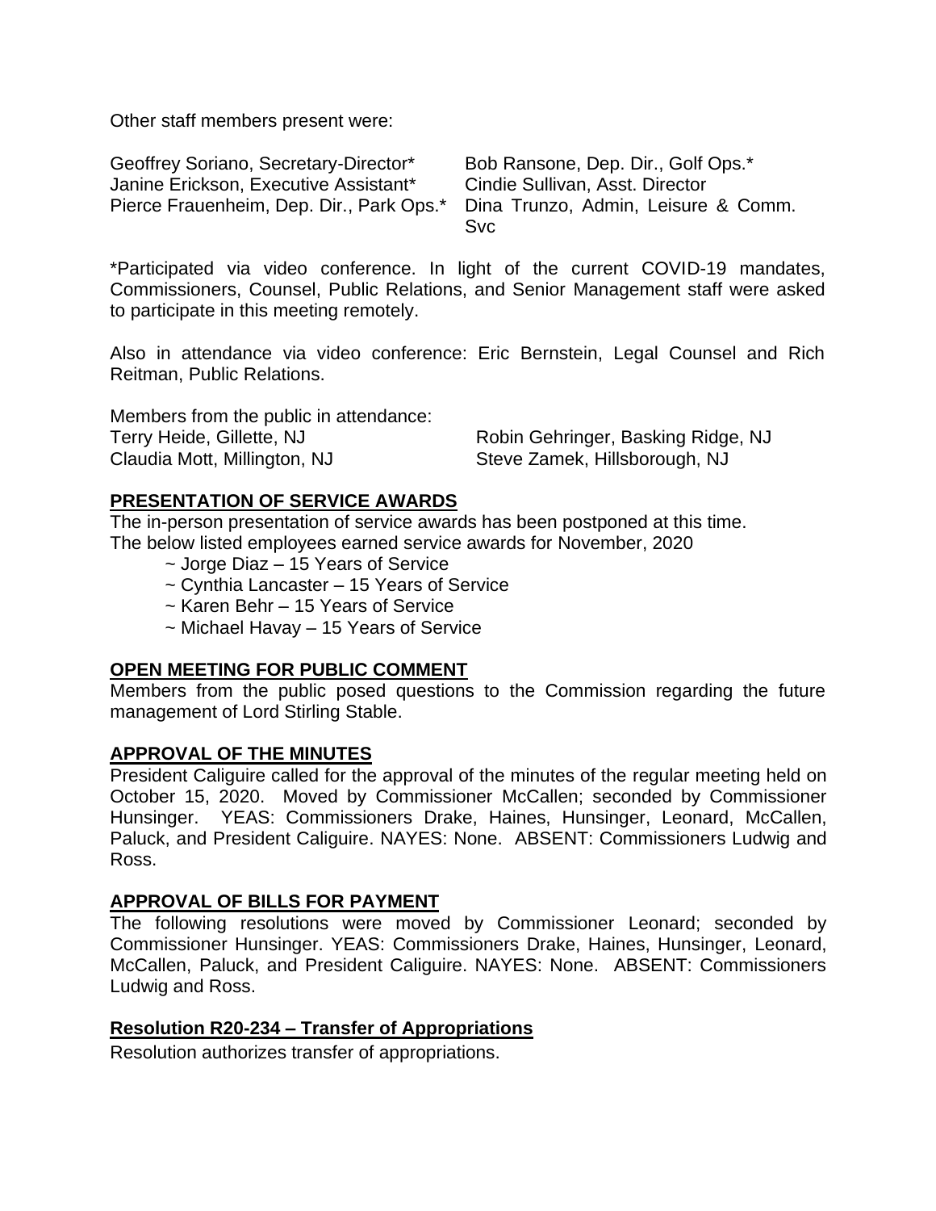Other staff members present were:

Geoffrey Soriano, Secretary-Director*
Janine Erickson, Executive Assistant*
Pierce Frauenheim, Dep. Dir., Park Ops.*
Bob Ransone, Dep. Dir., Golf Ops.*
Cindie Sullivan, Asst. Director
Dina Trunzo, Admin, Leisure & Comm. Svc

*Participated via video conference. In light of the current COVID-19 mandates, Commissioners, Counsel, Public Relations, and Senior Management staff were asked to participate in this meeting remotely.

Also in attendance via video conference: Eric Bernstein, Legal Counsel and Rich Reitman, Public Relations.

Members from the public in attendance:
Terry Heide, Gillette, NJ
Claudia Mott, Millington, NJ
Robin Gehringer, Basking Ridge, NJ
Steve Zamek, Hillsborough, NJ

## PRESENTATION OF SERVICE AWARDS

The in-person presentation of service awards has been postponed at this time.
The below listed employees earned service awards for November, 2020

~ Jorge Diaz – 15 Years of Service
~ Cynthia Lancaster – 15 Years of Service
~ Karen Behr – 15 Years of Service
~ Michael Havay – 15 Years of Service

## OPEN MEETING FOR PUBLIC COMMENT

Members from the public posed questions to the Commission regarding the future management of Lord Stirling Stable.

## APPROVAL OF THE MINUTES

President Caliguire called for the approval of the minutes of the regular meeting held on October 15, 2020. Moved by Commissioner McCallen; seconded by Commissioner Hunsinger. YEAS: Commissioners Drake, Haines, Hunsinger, Leonard, McCallen, Paluck, and President Caliguire. NAYES: None. ABSENT: Commissioners Ludwig and Ross.

## APPROVAL OF BILLS FOR PAYMENT

The following resolutions were moved by Commissioner Leonard; seconded by Commissioner Hunsinger. YEAS: Commissioners Drake, Haines, Hunsinger, Leonard, McCallen, Paluck, and President Caliguire. NAYES: None. ABSENT: Commissioners Ludwig and Ross.

## Resolution R20-234 – Transfer of Appropriations

Resolution authorizes transfer of appropriations.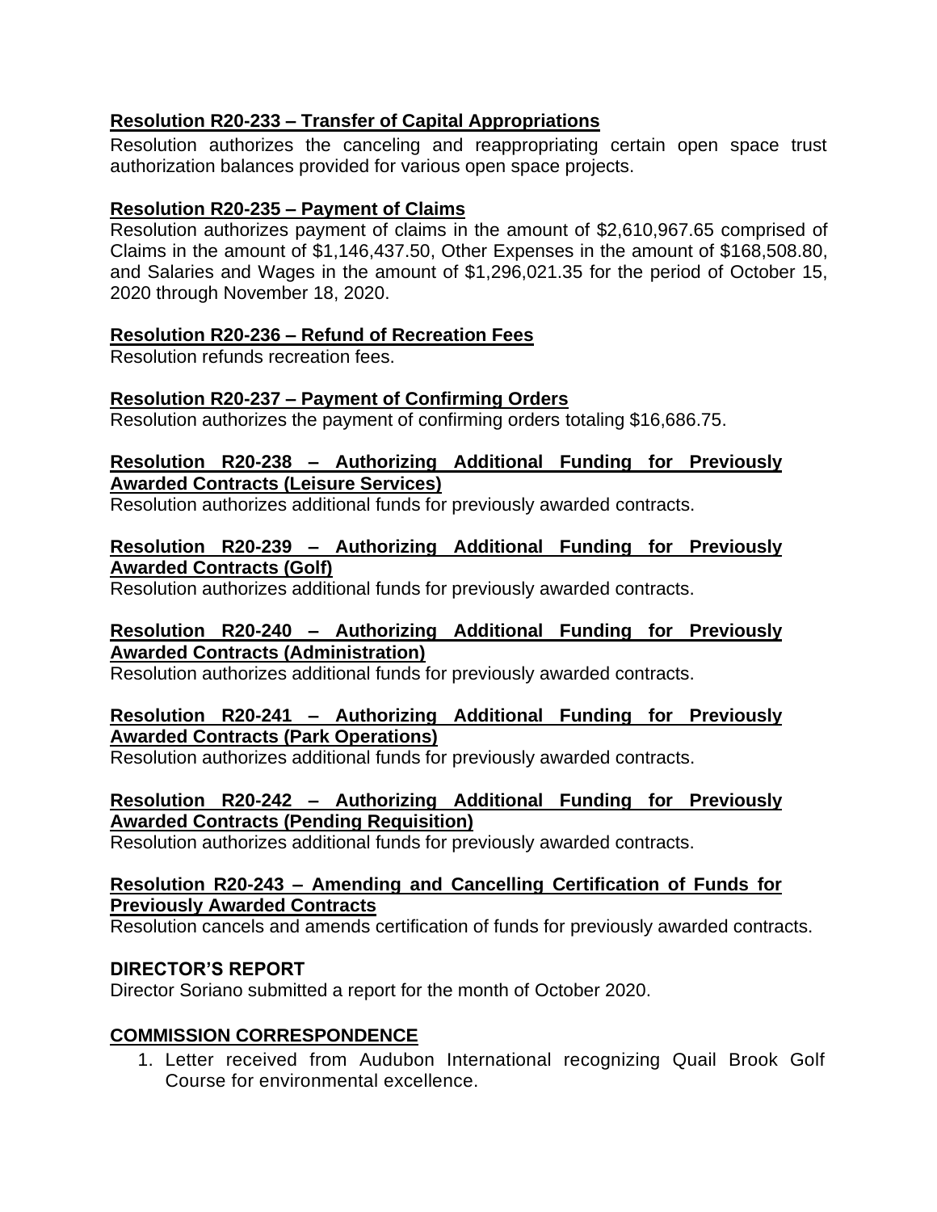**Resolution R20-233 – Transfer of Capital Appropriations**

Resolution authorizes the canceling and reappropriating certain open space trust authorization balances provided for various open space projects.

**Resolution R20-235 – Payment of Claims**

Resolution authorizes payment of claims in the amount of $2,610,967.65 comprised of Claims in the amount of $1,146,437.50, Other Expenses in the amount of $168,508.80, and Salaries and Wages in the amount of $1,296,021.35 for the period of October 15, 2020 through November 18, 2020.

**Resolution R20-236 – Refund of Recreation Fees**

Resolution refunds recreation fees.

**Resolution R20-237 – Payment of Confirming Orders**

Resolution authorizes the payment of confirming orders totaling $16,686.75.

**Resolution R20-238 – Authorizing Additional Funding for Previously Awarded Contracts (Leisure Services)**

Resolution authorizes additional funds for previously awarded contracts.

**Resolution R20-239 – Authorizing Additional Funding for Previously Awarded Contracts (Golf)**

Resolution authorizes additional funds for previously awarded contracts.

**Resolution R20-240 – Authorizing Additional Funding for Previously Awarded Contracts (Administration)**

Resolution authorizes additional funds for previously awarded contracts.

**Resolution R20-241 – Authorizing Additional Funding for Previously Awarded Contracts (Park Operations)**

Resolution authorizes additional funds for previously awarded contracts.

**Resolution R20-242 – Authorizing Additional Funding for Previously Awarded Contracts (Pending Requisition)**

Resolution authorizes additional funds for previously awarded contracts.

**Resolution R20-243 – Amending and Cancelling Certification of Funds for Previously Awarded Contracts**

Resolution cancels and amends certification of funds for previously awarded contracts.

**DIRECTOR'S REPORT**

Director Soriano submitted a report for the month of October 2020.

**COMMISSION CORRESPONDENCE**

1. Letter received from Audubon International recognizing Quail Brook Golf Course for environmental excellence.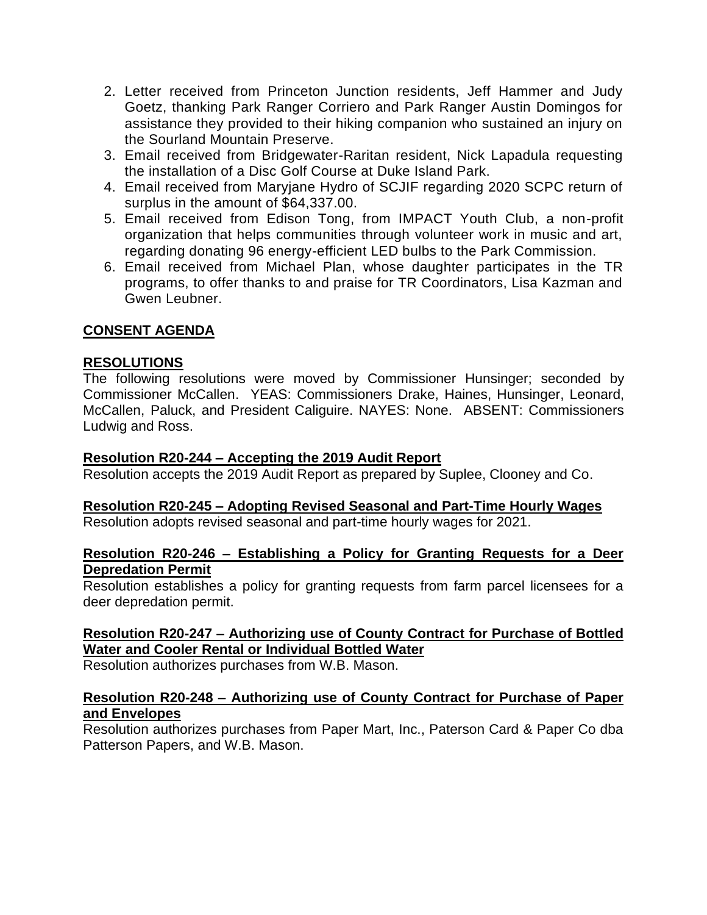2. Letter received from Princeton Junction residents, Jeff Hammer and Judy Goetz, thanking Park Ranger Corriero and Park Ranger Austin Domingos for assistance they provided to their hiking companion who sustained an injury on the Sourland Mountain Preserve.
3. Email received from Bridgewater-Raritan resident, Nick Lapadula requesting the installation of a Disc Golf Course at Duke Island Park.
4. Email received from Maryjane Hydro of SCJIF regarding 2020 SCPC return of surplus in the amount of $64,337.00.
5. Email received from Edison Tong, from IMPACT Youth Club, a non-profit organization that helps communities through volunteer work in music and art, regarding donating 96 energy-efficient LED bulbs to the Park Commission.
6. Email received from Michael Plan, whose daughter participates in the TR programs, to offer thanks to and praise for TR Coordinators, Lisa Kazman and Gwen Leubner.

**CONSENT AGENDA**

**RESOLUTIONS**

The following resolutions were moved by Commissioner Hunsinger; seconded by Commissioner McCallen. YEAS: Commissioners Drake, Haines, Hunsinger, Leonard, McCallen, Paluck, and President Caliguire. NAYES: None. ABSENT: Commissioners Ludwig and Ross.

**Resolution R20-244 – Accepting the 2019 Audit Report**

Resolution accepts the 2019 Audit Report as prepared by Suplee, Clooney and Co.

**Resolution R20-245 – Adopting Revised Seasonal and Part-Time Hourly Wages**

Resolution adopts revised seasonal and part-time hourly wages for 2021.

**Resolution R20-246 – Establishing a Policy for Granting Requests for a Deer Depredation Permit**

Resolution establishes a policy for granting requests from farm parcel licensees for a deer depredation permit.

**Resolution R20-247 – Authorizing use of County Contract for Purchase of Bottled Water and Cooler Rental or Individual Bottled Water**

Resolution authorizes purchases from W.B. Mason.

**Resolution R20-248 – Authorizing use of County Contract for Purchase of Paper and Envelopes**

Resolution authorizes purchases from Paper Mart, Inc., Paterson Card & Paper Co dba Patterson Papers, and W.B. Mason.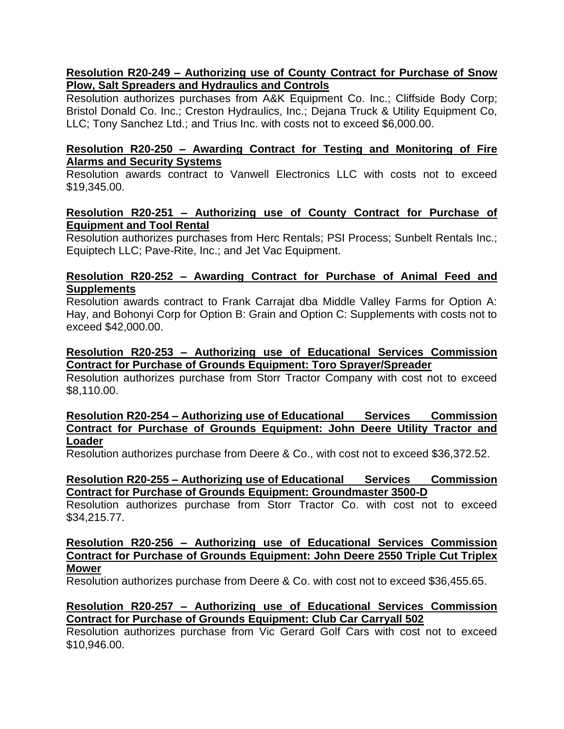**Resolution R20-249 – Authorizing use of County Contract for Purchase of Snow Plow, Salt Spreaders and Hydraulics and Controls**

Resolution authorizes purchases from A&K Equipment Co. Inc.; Cliffside Body Corp; Bristol Donald Co. Inc.; Creston Hydraulics, Inc.; Dejana Truck & Utility Equipment Co, LLC; Tony Sanchez Ltd.; and Trius Inc. with costs not to exceed $6,000.00.

**Resolution R20-250 – Awarding Contract for Testing and Monitoring of Fire Alarms and Security Systems**

Resolution awards contract to Vanwell Electronics LLC with costs not to exceed $19,345.00.

**Resolution R20-251 – Authorizing use of County Contract for Purchase of Equipment and Tool Rental**

Resolution authorizes purchases from Herc Rentals; PSI Process; Sunbelt Rentals Inc.; Equiptech LLC; Pave-Rite, Inc.; and Jet Vac Equipment.

**Resolution R20-252 – Awarding Contract for Purchase of Animal Feed and Supplements**

Resolution awards contract to Frank Carrajat dba Middle Valley Farms for Option A: Hay, and Bohonyi Corp for Option B: Grain and Option C: Supplements with costs not to exceed $42,000.00.

**Resolution R20-253 – Authorizing use of Educational Services Commission Contract for Purchase of Grounds Equipment: Toro Sprayer/Spreader**

Resolution authorizes purchase from Storr Tractor Company with cost not to exceed $8,110.00.

**Resolution R20-254 – Authorizing use of Educational Services Commission Contract for Purchase of Grounds Equipment: John Deere Utility Tractor and Loader**

Resolution authorizes purchase from Deere & Co., with cost not to exceed $36,372.52.

**Resolution R20-255 – Authorizing use of Educational Services Commission Contract for Purchase of Grounds Equipment: Groundmaster 3500-D**

Resolution authorizes purchase from Storr Tractor Co. with cost not to exceed $34,215.77.

**Resolution R20-256 – Authorizing use of Educational Services Commission Contract for Purchase of Grounds Equipment: John Deere 2550 Triple Cut Triplex Mower**

Resolution authorizes purchase from Deere & Co. with cost not to exceed $36,455.65.

**Resolution R20-257 – Authorizing use of Educational Services Commission Contract for Purchase of Grounds Equipment: Club Car Carryall 502**

Resolution authorizes purchase from Vic Gerard Golf Cars with cost not to exceed $10,946.00.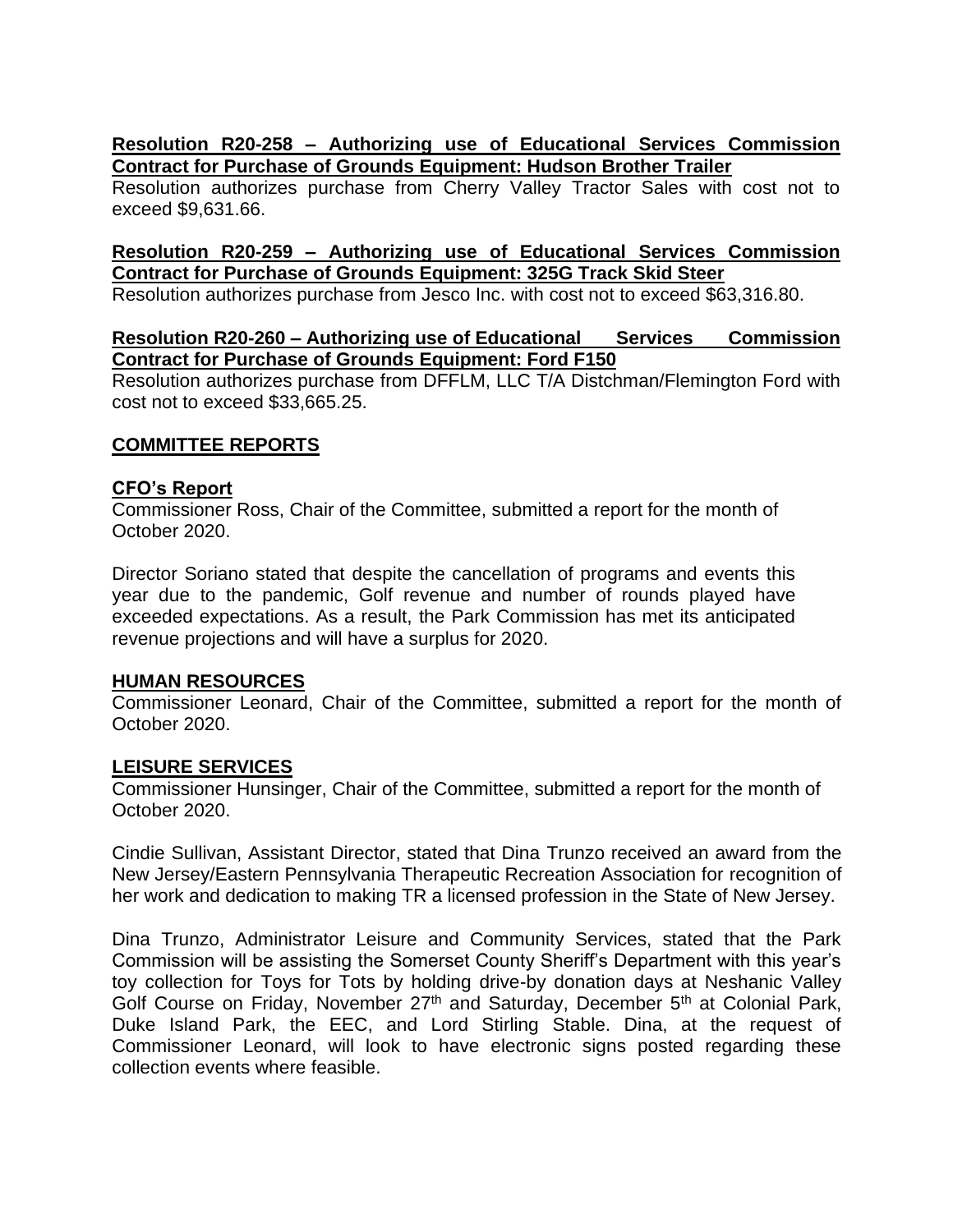**Resolution R20-258 – Authorizing use of Educational Services Commission Contract for Purchase of Grounds Equipment: Hudson Brother Trailer**

Resolution authorizes purchase from Cherry Valley Tractor Sales with cost not to exceed $9,631.66.

**Resolution R20-259 – Authorizing use of Educational Services Commission Contract for Purchase of Grounds Equipment: 325G Track Skid Steer**

Resolution authorizes purchase from Jesco Inc. with cost not to exceed $63,316.80.

**Resolution R20-260 – Authorizing use of Educational Services Commission Contract for Purchase of Grounds Equipment: Ford F150**

Resolution authorizes purchase from DFFLM, LLC T/A Distchman/Flemington Ford with cost not to exceed $33,665.25.

## COMMITTEE REPORTS

### CFO's Report

Commissioner Ross, Chair of the Committee, submitted a report for the month of October 2020.

Director Soriano stated that despite the cancellation of programs and events this year due to the pandemic, Golf revenue and number of rounds played have exceeded expectations. As a result, the Park Commission has met its anticipated revenue projections and will have a surplus for 2020.

### HUMAN RESOURCES

Commissioner Leonard, Chair of the Committee, submitted a report for the month of October 2020.

### LEISURE SERVICES

Commissioner Hunsinger, Chair of the Committee, submitted a report for the month of October 2020.

Cindie Sullivan, Assistant Director, stated that Dina Trunzo received an award from the New Jersey/Eastern Pennsylvania Therapeutic Recreation Association for recognition of her work and dedication to making TR a licensed profession in the State of New Jersey.

Dina Trunzo, Administrator Leisure and Community Services, stated that the Park Commission will be assisting the Somerset County Sheriff's Department with this year's toy collection for Toys for Tots by holding drive-by donation days at Neshanic Valley Golf Course on Friday, November 27th and Saturday, December 5th at Colonial Park, Duke Island Park, the EEC, and Lord Stirling Stable. Dina, at the request of Commissioner Leonard, will look to have electronic signs posted regarding these collection events where feasible.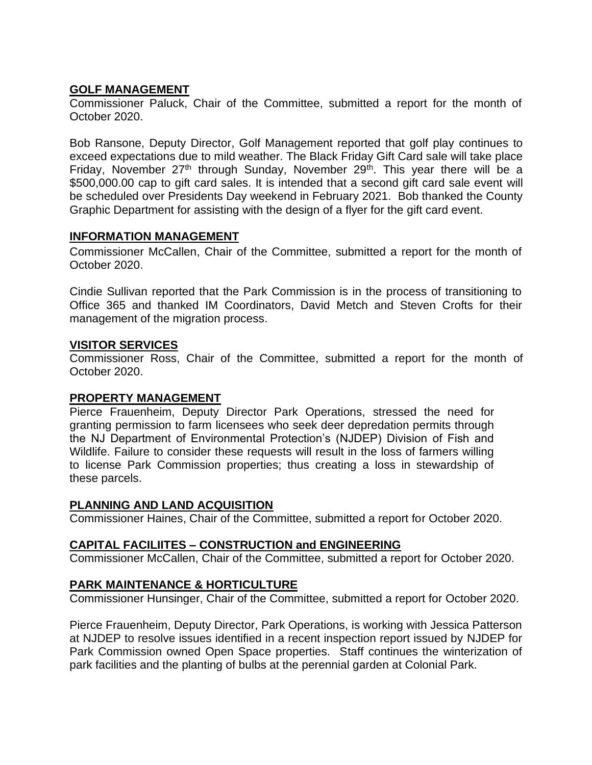**GOLF MANAGEMENT**

Commissioner Paluck, Chair of the Committee, submitted a report for the month of October 2020.

Bob Ransone, Deputy Director, Golf Management reported that golf play continues to exceed expectations due to mild weather. The Black Friday Gift Card sale will take place Friday, November 27th through Sunday, November 29th. This year there will be a $500,000.00 cap to gift card sales. It is intended that a second gift card sale event will be scheduled over Presidents Day weekend in February 2021. Bob thanked the County Graphic Department for assisting with the design of a flyer for the gift card event.

**INFORMATION MANAGEMENT**

Commissioner McCallen, Chair of the Committee, submitted a report for the month of October 2020.

Cindie Sullivan reported that the Park Commission is in the process of transitioning to Office 365 and thanked IM Coordinators, David Metch and Steven Crofts for their management of the migration process.

**VISITOR SERVICES**

Commissioner Ross, Chair of the Committee, submitted a report for the month of October 2020.

**PROPERTY MANAGEMENT**

Pierce Frauenheim, Deputy Director Park Operations, stressed the need for granting permission to farm licensees who seek deer depredation permits through the NJ Department of Environmental Protection's (NJDEP) Division of Fish and Wildlife. Failure to consider these requests will result in the loss of farmers willing to license Park Commission properties; thus creating a loss in stewardship of these parcels.

**PLANNING AND LAND ACQUISITION**

Commissioner Haines, Chair of the Committee, submitted a report for October 2020.

**CAPITAL FACILIITES – CONSTRUCTION and ENGINEERING**

Commissioner McCallen, Chair of the Committee, submitted a report for October 2020.

**PARK MAINTENANCE & HORTICULTURE**

Commissioner Hunsinger, Chair of the Committee, submitted a report for October 2020.

Pierce Frauenheim, Deputy Director, Park Operations, is working with Jessica Patterson at NJDEP to resolve issues identified in a recent inspection report issued by NJDEP for Park Commission owned Open Space properties. Staff continues the winterization of park facilities and the planting of bulbs at the perennial garden at Colonial Park.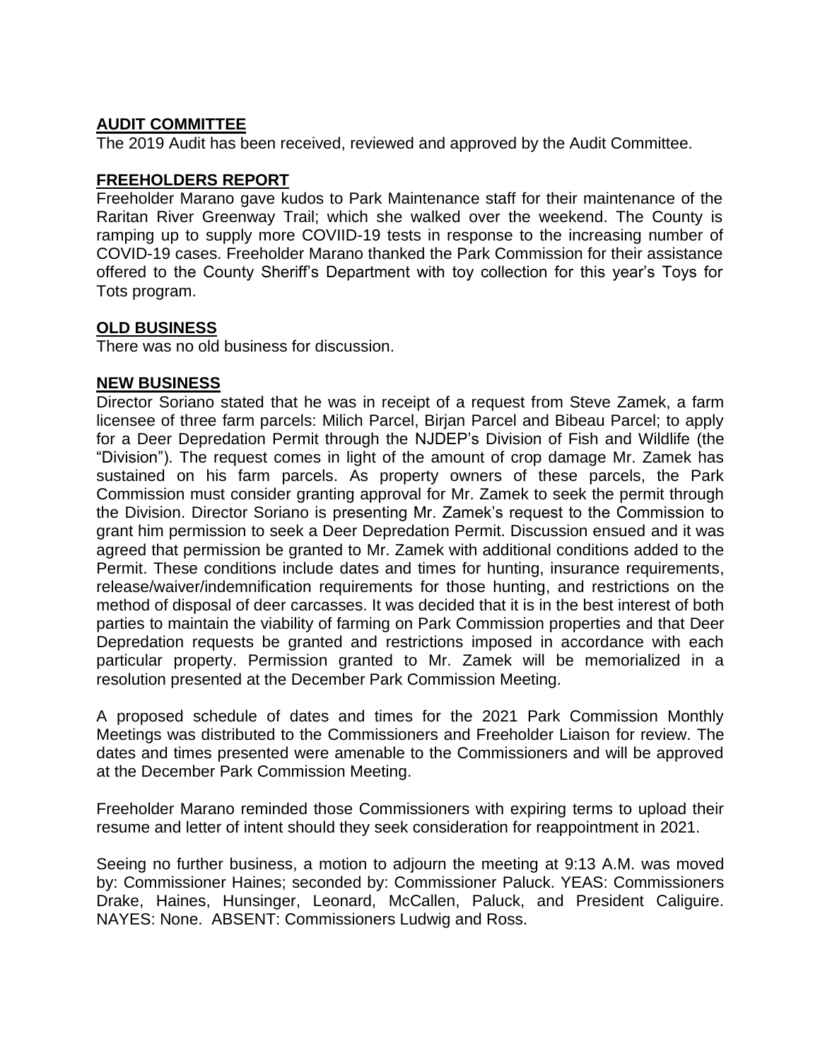## AUDIT COMMITTEE

The 2019 Audit has been received, reviewed and approved by the Audit Committee.

## FREEHOLDERS REPORT

Freeholder Marano gave kudos to Park Maintenance staff for their maintenance of the Raritan River Greenway Trail; which she walked over the weekend. The County is ramping up to supply more COVIID-19 tests in response to the increasing number of COVID-19 cases. Freeholder Marano thanked the Park Commission for their assistance offered to the County Sheriff's Department with toy collection for this year's Toys for Tots program.

## OLD BUSINESS

There was no old business for discussion.

## NEW BUSINESS

Director Soriano stated that he was in receipt of a request from Steve Zamek, a farm licensee of three farm parcels: Milich Parcel, Birjan Parcel and Bibeau Parcel; to apply for a Deer Depredation Permit through the NJDEP's Division of Fish and Wildlife (the "Division"). The request comes in light of the amount of crop damage Mr. Zamek has sustained on his farm parcels. As property owners of these parcels, the Park Commission must consider granting approval for Mr. Zamek to seek the permit through the Division. Director Soriano is presenting Mr. Zamek's request to the Commission to grant him permission to seek a Deer Depredation Permit. Discussion ensued and it was agreed that permission be granted to Mr. Zamek with additional conditions added to the Permit. These conditions include dates and times for hunting, insurance requirements, release/waiver/indemnification requirements for those hunting, and restrictions on the method of disposal of deer carcasses. It was decided that it is in the best interest of both parties to maintain the viability of farming on Park Commission properties and that Deer Depredation requests be granted and restrictions imposed in accordance with each particular property. Permission granted to Mr. Zamek will be memorialized in a resolution presented at the December Park Commission Meeting.

A proposed schedule of dates and times for the 2021 Park Commission Monthly Meetings was distributed to the Commissioners and Freeholder Liaison for review. The dates and times presented were amenable to the Commissioners and will be approved at the December Park Commission Meeting.

Freeholder Marano reminded those Commissioners with expiring terms to upload their resume and letter of intent should they seek consideration for reappointment in 2021.

Seeing no further business, a motion to adjourn the meeting at 9:13 A.M. was moved by: Commissioner Haines; seconded by: Commissioner Paluck. YEAS: Commissioners Drake, Haines, Hunsinger, Leonard, McCallen, Paluck, and President Caliguire. NAYES: None. ABSENT: Commissioners Ludwig and Ross.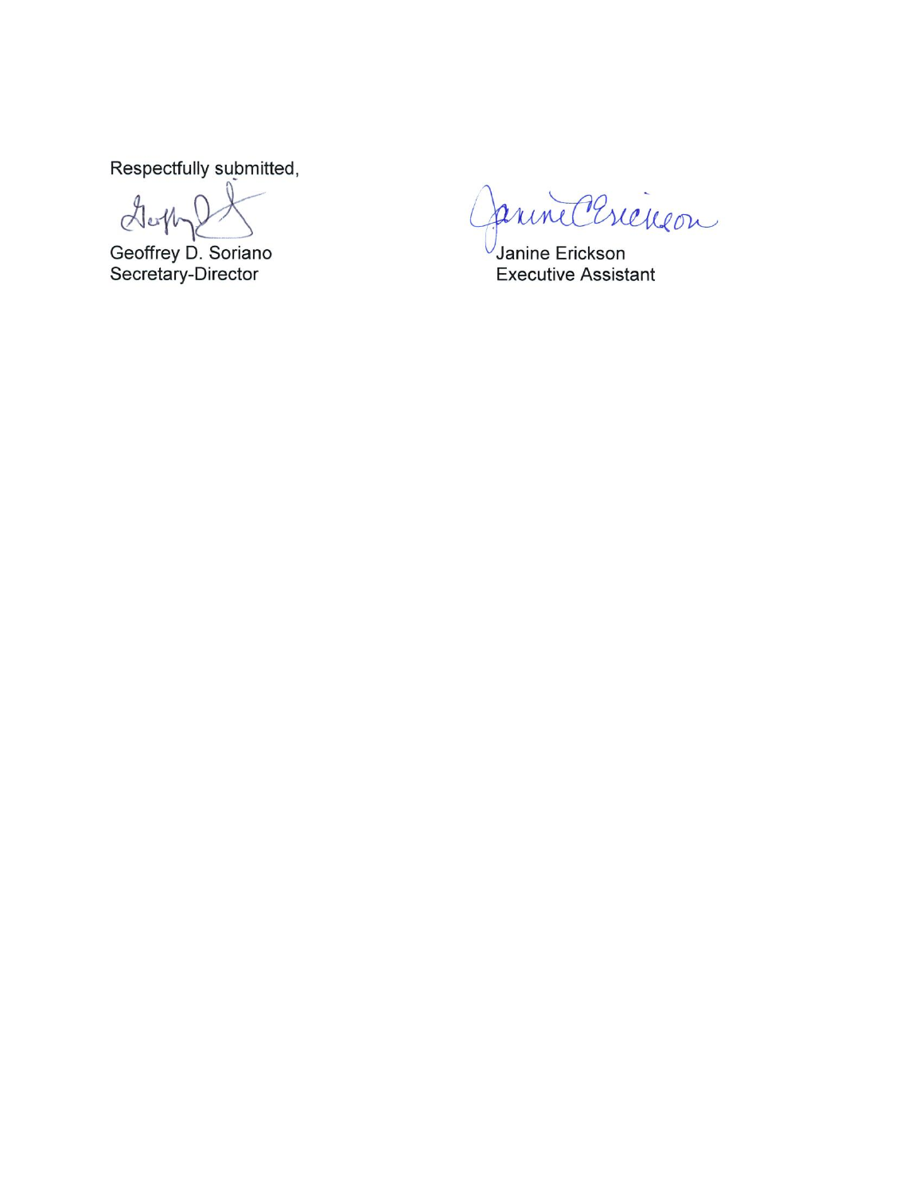Respectfully submitted,

Geoffrey D. Soriano
Secretary-Director

Janine Erickson
Executive Assistant